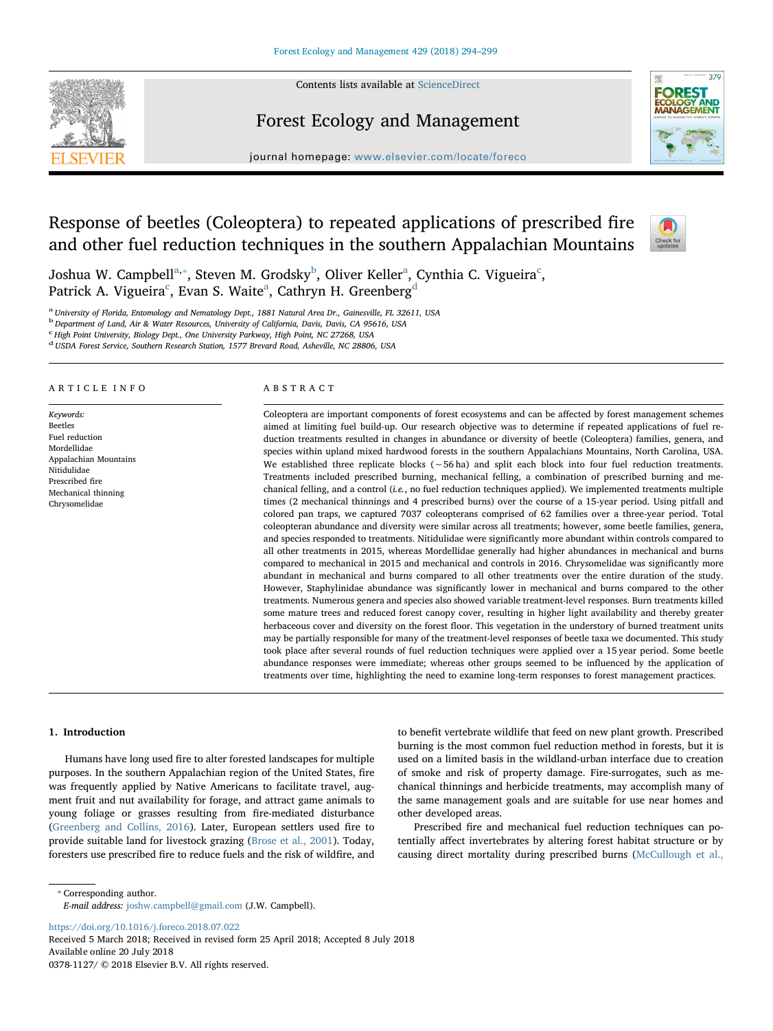# Response of beetles (Coleoptera) to repeated applications of prescribed fire and other fuel reduction techniques in the southern Appalachian Mountains

Joshua W. Campbell[a,*], Steven M. Grodsky[b], Oliver Keller[a], Cynthia C. Vigueira[c], Patrick A. Vigueira[c], Evan S. Waite[a], Cathryn H. Greenberg[d]

[a] University of Florida, Entomology and Nematology Dept., 1881 Natural Area Dr., Gainesville, FL 32611, USA
[b] Department of Land, Air & Water Resources, University of California, Davis, Davis, CA 95616, USA
[c] High Point University, Biology Dept., One University Parkway, High Point, NC 27268, USA
[d] USDA Forest Service, Southern Research Station, 1577 Brevard Road, Asheville, NC 28806, USA

## ARTICLE INFO

*Keywords:*
Beetles
Fuel reduction
Mordellidae
Appalachian Mountains
Nitidulidae
Prescribed fire
Mechanical thinning
Chrysomelidae

## ABSTRACT

Coleoptera are important components of forest ecosystems and can be affected by forest management schemes aimed at limiting fuel build-up. Our research objective was to determine if repeated applications of fuel reduction treatments resulted in changes in abundance or diversity of beetle (Coleoptera) families, genera, and species within upland mixed hardwood forests in the southern Appalachians Mountains, North Carolina, USA. We established three replicate blocks (~56 ha) and split each block into four fuel reduction treatments. Treatments included prescribed burning, mechanical felling, a combination of prescribed burning and mechanical felling, and a control (*i.e.*, no fuel reduction techniques applied). We implemented treatments multiple times (2 mechanical thinnings and 4 prescribed burns) over the course of a 15-year period. Using pitfall and colored pan traps, we captured 7037 coleopterans comprised of 62 families over a three-year period. Total coleopteran abundance and diversity were similar across all treatments; however, some beetle families, genera, and species responded to treatments. Nitidulidae were significantly more abundant within controls compared to all other treatments in 2015, whereas Mordellidae generally had higher abundances in mechanical and burns compared to mechanical in 2015 and mechanical and controls in 2016. Chrysomelidae was significantly more abundant in mechanical and burns compared to all other treatments over the entire duration of the study. However, Staphylinidae abundance was significantly lower in mechanical and burns compared to the other treatments. Numerous genera and species also showed variable treatment-level responses. Burn treatments killed some mature trees and reduced forest canopy cover, resulting in higher light availability and thereby greater herbaceous cover and diversity on the forest floor. This vegetation in the understory of burned treatment units may be partially responsible for many of the treatment-level responses of beetle taxa we documented. This study took place after several rounds of fuel reduction techniques were applied over a 15 year period. Some beetle abundance responses were immediate; whereas other groups seemed to be influenced by the application of treatments over time, highlighting the need to examine long-term responses to forest management practices.

## 1. Introduction

Humans have long used fire to alter forested landscapes for multiple purposes. In the southern Appalachian region of the United States, fire was frequently applied by Native Americans to facilitate travel, augment fruit and nut availability for forage, and attract game animals to young foliage or grasses resulting from fire-mediated disturbance (Greenberg and Collins, 2016). Later, European settlers used fire to provide suitable land for livestock grazing (Brose et al., 2001). Today, foresters use prescribed fire to reduce fuels and the risk of wildfire, and to benefit vertebrate wildlife that feed on new plant growth. Prescribed burning is the most common fuel reduction method in forests, but it is used on a limited basis in the wildland-urban interface due to creation of smoke and risk of property damage. Fire-surrogates, such as mechanical thinnings and herbicide treatments, may accomplish many of the same management goals and are suitable for use near homes and other developed areas.

Prescribed fire and mechanical fuel reduction techniques can potentially affect invertebrates by altering forest habitat structure or by causing direct mortality during prescribed burns (McCullough et al.,

* Corresponding author.
*E-mail address:* joshw.campbell@gmail.com (J.W. Campbell).

https://doi.org/10.1016/j.foreco.2018.07.022
Received 5 March 2018; Received in revised form 25 April 2018; Accepted 8 July 2018
Available online 20 July 2018
0378-1127/ © 2018 Elsevier B.V. All rights reserved.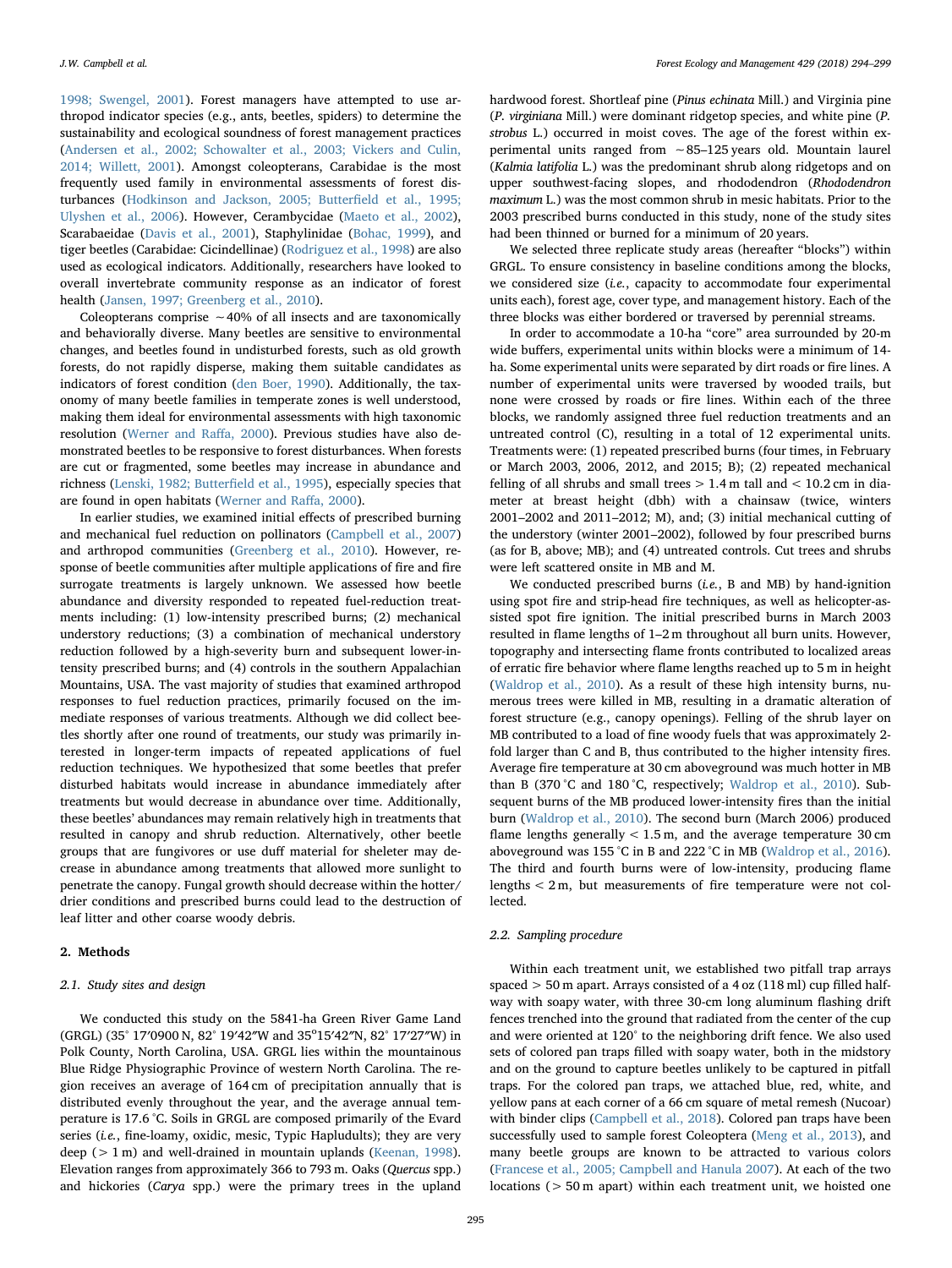1998; Swengel, 2001). Forest managers have attempted to use arthropod indicator species (e.g., ants, beetles, spiders) to determine the sustainability and ecological soundness of forest management practices (Andersen et al., 2002; Schowalter et al., 2003; Vickers and Culin, 2014; Willett, 2001). Amongst coleopterans, Carabidae is the most frequently used family in environmental assessments of forest disturbances (Hodkinson and Jackson, 2005; Butterfield et al., 1995; Ulyshen et al., 2006). However, Cerambycidae (Maeto et al., 2002), Scarabaeidae (Davis et al., 2001), Staphylinidae (Bohac, 1999), and tiger beetles (Carabidae: Cicindellinae) (Rodriguez et al., 1998) are also used as ecological indicators. Additionally, researchers have looked to overall invertebrate community response as an indicator of forest health (Jansen, 1997; Greenberg et al., 2010).

Coleopterans comprise ~40% of all insects and are taxonomically and behaviorally diverse. Many beetles are sensitive to environmental changes, and beetles found in undisturbed forests, such as old growth forests, do not rapidly disperse, making them suitable candidates as indicators of forest condition (den Boer, 1990). Additionally, the taxonomy of many beetle families in temperate zones is well understood, making them ideal for environmental assessments with high taxonomic resolution (Werner and Raffa, 2000). Previous studies have also demonstrated beetles to be responsive to forest disturbances. When forests are cut or fragmented, some beetles may increase in abundance and richness (Lenski, 1982; Butterfield et al., 1995), especially species that are found in open habitats (Werner and Raffa, 2000).

In earlier studies, we examined initial effects of prescribed burning and mechanical fuel reduction on pollinators (Campbell et al., 2007) and arthropod communities (Greenberg et al., 2010). However, response of beetle communities after multiple applications of fire and fire surrogate treatments is largely unknown. We assessed how beetle abundance and diversity responded to repeated fuel-reduction treatments including: (1) low-intensity prescribed burns; (2) mechanical understory reductions; (3) a combination of mechanical understory reduction followed by a high-severity burn and subsequent lower-intensity prescribed burns; and (4) controls in the southern Appalachian Mountains, USA. The vast majority of studies that examined arthropod responses to fuel reduction practices, primarily focused on the immediate responses of various treatments. Although we did collect beetles shortly after one round of treatments, our study was primarily interested in longer-term impacts of repeated applications of fuel reduction techniques. We hypothesized that some beetles that prefer disturbed habitats would increase in abundance immediately after treatments but would decrease in abundance over time. Additionally, these beetles' abundances may remain relatively high in treatments that resulted in canopy and shrub reduction. Alternatively, other beetle groups that are fungivores or use duff material for sheleter may decrease in abundance among treatments that allowed more sunlight to penetrate the canopy. Fungal growth should decrease within the hotter/drier conditions and prescribed burns could lead to the destruction of leaf litter and other coarse woody debris.

## 2. Methods

### 2.1. Study sites and design

We conducted this study on the 5841-ha Green River Game Land (GRGL) (35° 17′0900 N, 82° 19′42″W and 35°15′42″N, 82° 17′27″W) in Polk County, North Carolina, USA. GRGL lies within the mountainous Blue Ridge Physiographic Province of western North Carolina. The region receives an average of 164 cm of precipitation annually that is distributed evenly throughout the year, and the average annual temperature is 17.6 °C. Soils in GRGL are composed primarily of the Evard series (*i.e.*, fine-loamy, oxidic, mesic, Typic Hapludults); they are very deep (> 1 m) and well-drained in mountain uplands (Keenan, 1998). Elevation ranges from approximately 366 to 793 m. Oaks (*Quercus* spp.) and hickories (*Carya* spp.) were the primary trees in the upland hardwood forest. Shortleaf pine (*Pinus echinata* Mill.) and Virginia pine (*P. virginiana* Mill.) were dominant ridgetop species, and white pine (*P. strobus* L.) occurred in moist coves. The age of the forest within experimental units ranged from ~85–125 years old. Mountain laurel (*Kalmia latifolia* L.) was the predominant shrub along ridgetops and on upper southwest-facing slopes, and rhododendron (*Rhododendron maximum* L.) was the most common shrub in mesic habitats. Prior to the 2003 prescribed burns conducted in this study, none of the study sites had been thinned or burned for a minimum of 20 years.

We selected three replicate study areas (hereafter "blocks") within GRGL. To ensure consistency in baseline conditions among the blocks, we considered size (*i.e.*, capacity to accommodate four experimental units each), forest age, cover type, and management history. Each of the three blocks was either bordered or traversed by perennial streams.

In order to accommodate a 10-ha "core" area surrounded by 20-m wide buffers, experimental units within blocks were a minimum of 14-ha. Some experimental units were separated by dirt roads or fire lines. A number of experimental units were traversed by wooded trails, but none were crossed by roads or fire lines. Within each of the three blocks, we randomly assigned three fuel reduction treatments and an untreated control (C), resulting in a total of 12 experimental units. Treatments were: (1) repeated prescribed burns (four times, in February or March 2003, 2006, 2012, and 2015; B); (2) repeated mechanical felling of all shrubs and small trees > 1.4 m tall and < 10.2 cm in diameter at breast height (dbh) with a chainsaw (twice, winters 2001–2002 and 2011–2012; M), and; (3) initial mechanical cutting of the understory (winter 2001–2002), followed by four prescribed burns (as for B, above; MB); and (4) untreated controls. Cut trees and shrubs were left scattered onsite in MB and M.

We conducted prescribed burns (*i.e.*, B and MB) by hand-ignition using spot fire and strip-head fire techniques, as well as helicopter-assisted spot fire ignition. The initial prescribed burns in March 2003 resulted in flame lengths of 1–2 m throughout all burn units. However, topography and intersecting flame fronts contributed to localized areas of erratic fire behavior where flame lengths reached up to 5 m in height (Waldrop et al., 2010). As a result of these high intensity burns, numerous trees were killed in MB, resulting in a dramatic alteration of forest structure (e.g., canopy openings). Felling of the shrub layer on MB contributed to a load of fine woody fuels that was approximately 2-fold larger than C and B, thus contributed to the higher intensity fires. Average fire temperature at 30 cm aboveground was much hotter in MB than B (370 °C and 180 °C, respectively; Waldrop et al., 2010). Subsequent burns of the MB produced lower-intensity fires than the initial burn (Waldrop et al., 2010). The second burn (March 2006) produced flame lengths generally < 1.5 m, and the average temperature 30 cm aboveground was 155 °C in B and 222 °C in MB (Waldrop et al., 2016). The third and fourth burns were of low-intensity, producing flame lengths < 2 m, but measurements of fire temperature were not collected.

### 2.2. Sampling procedure

Within each treatment unit, we established two pitfall trap arrays spaced > 50 m apart. Arrays consisted of a 4 oz (118 ml) cup filled halfway with soapy water, with three 30-cm long aluminum flashing drift fences trenched into the ground that radiated from the center of the cup and were oriented at 120° to the neighboring drift fence. We also used sets of colored pan traps filled with soapy water, both in the midstory and on the ground to capture beetles unlikely to be captured in pitfall traps. For the colored pan traps, we attached blue, red, white, and yellow pans at each corner of a 66 cm square of metal remesh (Nucoar) with binder clips (Campbell et al., 2018). Colored pan traps have been successfully used to sample forest Coleoptera (Meng et al., 2013), and many beetle groups are known to be attracted to various colors (Francese et al., 2005; Campbell and Hanula 2007). At each of the two locations (> 50 m apart) within each treatment unit, we hoisted one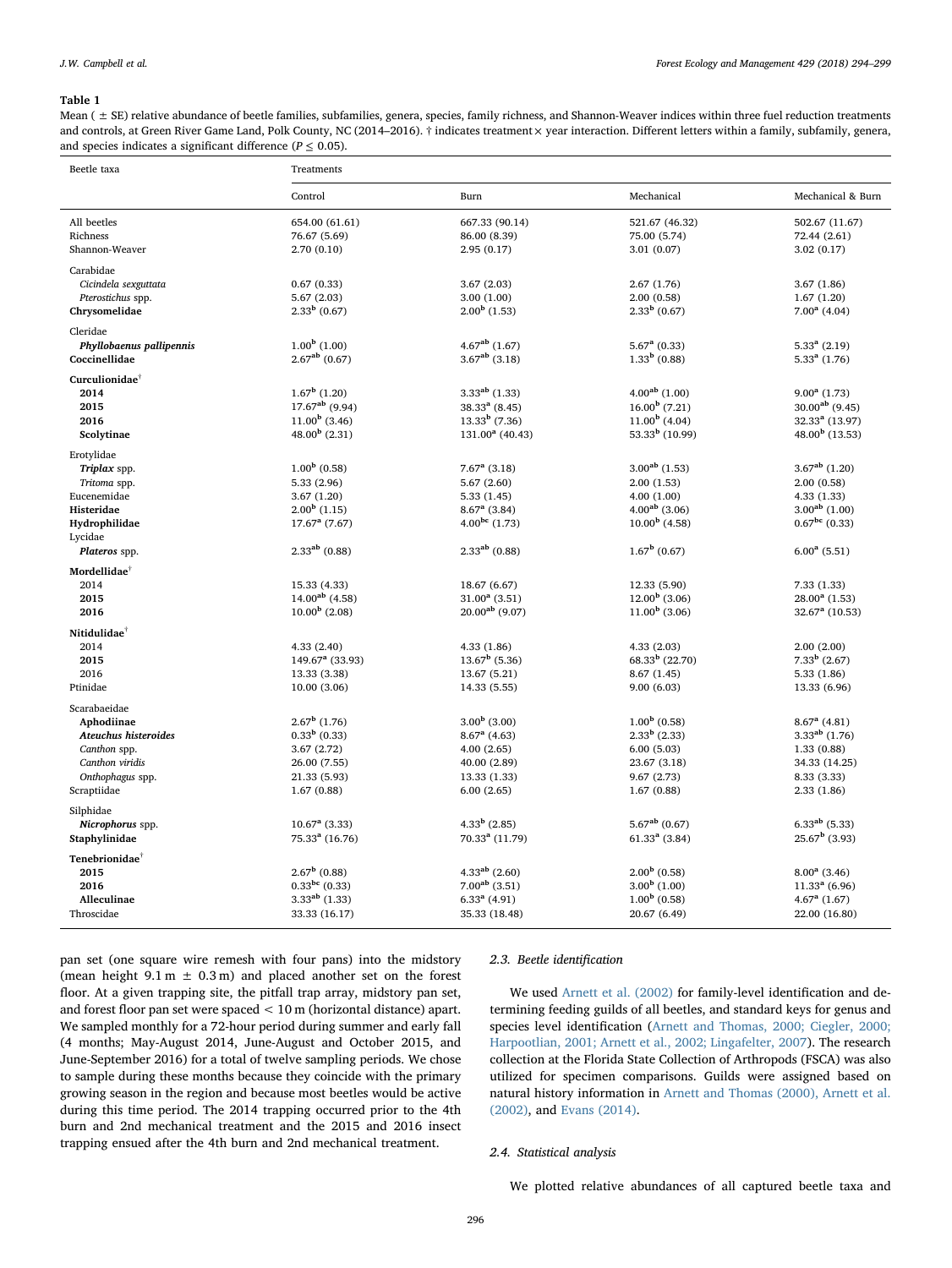**Table 1**

Mean ( ± SE) relative abundance of beetle families, subfamilies, genera, species, family richness, and Shannon-Weaver indices within three fuel reduction treatments and controls, at Green River Game Land, Polk County, NC (2014–2016). † indicates treatment × year interaction. Different letters within a family, subfamily, genera, and species indicates a significant difference ($P \leq 0.05$).

| Beetle taxa | Treatments | | | |
|---|---|---|---|---|
| | Control | Burn | Mechanical | Mechanical & Burn |
| All beetles | 654.00 (61.61) | 667.33 (90.14) | 521.67 (46.32) | 502.67 (11.67) |
| Richness | 76.67 (5.69) | 86.00 (8.39) | 75.00 (5.74) | 72.44 (2.61) |
| Shannon-Weaver | 2.70 (0.10) | 2.95 (0.17) | 3.01 (0.07) | 3.02 (0.17) |
| Carabidae | | | | |
| *Cicindela sexguttata* | 0.67 (0.33) | 3.67 (2.03) | 2.67 (1.76) | 3.67 (1.86) |
| *Pterostichus* spp. | 5.67 (2.03) | 3.00 (1.00) | 2.00 (0.58) | 1.67 (1.20) |
| **Chrysomelidae** | 2.33[b] (0.67) | 2.00[b] (1.53) | 2.33[b] (0.67) | 7.00[a] (4.04) |
| Cleridae | | | | |
| ***Phyllobaenus pallipennis*** | 1.00[b] (1.00) | 4.67[ab] (1.67) | 5.67[a] (0.33) | 5.33[a] (2.19) |
| **Coccinellidae** | 2.67[ab] (0.67) | 3.67[ab] (3.18) | 1.33[b] (0.88) | 5.33[a] (1.76) |
| **Curculionidae**† | | | | |
| **2014** | 1.67[b] (1.20) | 3.33[ab] (1.33) | 4.00[ab] (1.00) | 9.00[a] (1.73) |
| **2015** | 17.67[ab] (9.94) | 38.33[a] (8.45) | 16.00[b] (7.21) | 30.00[ab] (9.45) |
| **2016** | 11.00[b] (3.46) | 13.33[b] (7.36) | 11.00[b] (4.04) | 32.33[a] (13.97) |
| **Scolytinae** | 48.00[b] (2.31) | 131.00[a] (40.43) | 53.33[b] (10.99) | 48.00[b] (13.53) |
| Erotylidae | | | | |
| ***Triplax*** **spp.** | 1.00[b] (0.58) | 7.67[a] (3.18) | 3.00[ab] (1.53) | 3.67[ab] (1.20) |
| *Tritoma* spp. | 5.33 (2.96) | 5.67 (2.60) | 2.00 (1.53) | 2.00 (0.58) |
| Eucenemidae | 3.67 (1.20) | 5.33 (1.45) | 4.00 (1.00) | 4.33 (1.33) |
| **Histeridae** | 2.00[b] (1.15) | 8.67[a] (3.84) | 4.00[ab] (3.06) | 3.00[ab] (1.00) |
| **Hydrophilidae** | 17.67[a] (7.67) | 4.00[bc] (1.73) | 10.00[b] (4.58) | 0.67[bc] (0.33) |
| Lycidae | | | | |
| ***Plateros*** **spp.** | 2.33[ab] (0.88) | 2.33[ab] (0.88) | 1.67[b] (0.67) | 6.00[a] (5.51) |
| **Mordellidae**† | | | | |
| 2014 | 15.33 (4.33) | 18.67 (6.67) | 12.33 (5.90) | 7.33 (1.33) |
| **2015** | 14.00[ab] (4.58) | 31.00[a] (3.51) | 12.00[b] (3.06) | 28.00[a] (1.53) |
| **2016** | 10.00[b] (2.08) | 20.00[ab] (9.07) | 11.00[b] (3.06) | 32.67[a] (10.53) |
| **Nitidulidae**† | | | | |
| 2014 | 4.33 (2.40) | 4.33 (1.86) | 4.33 (2.03) | 2.00 (2.00) |
| **2015** | 149.67[a] (33.93) | 13.67[b] (5.36) | 68.33[b] (22.70) | 7.33[b] (2.67) |
| 2016 | 13.33 (3.38) | 13.67 (5.21) | 8.67 (1.45) | 5.33 (1.86) |
| Ptinidae | 10.00 (3.06) | 14.33 (5.55) | 9.00 (6.03) | 13.33 (6.96) |
| Scarabaeidae | | | | |
| **Aphodiinae** | 2.67[b] (1.76) | 3.00[b] (3.00) | 1.00[b] (0.58) | 8.67[a] (4.81) |
| ***Ateuchus histeroides*** | 0.33[b] (0.33) | 8.67[a] (4.63) | 2.33[b] (2.33) | 3.33[ab] (1.76) |
| *Canthon* spp. | 3.67 (2.72) | 4.00 (2.65) | 6.00 (5.03) | 1.33 (0.88) |
| *Canthon viridis* | 26.00 (7.55) | 40.00 (2.89) | 23.67 (3.18) | 34.33 (14.25) |
| *Onthophagus* spp. | 21.33 (5.93) | 13.33 (1.33) | 9.67 (2.73) | 8.33 (3.33) |
| Scraptiidae | 1.67 (0.88) | 6.00 (2.65) | 1.67 (0.88) | 2.33 (1.86) |
| Silphidae | | | | |
| ***Nicrophorus*** **spp.** | 10.67[a] (3.33) | 4.33[b] (2.85) | 5.67[ab] (0.67) | 6.33[ab] (5.33) |
| **Staphylinidae** | 75.33[a] (16.76) | 70.33[a] (11.79) | 61.33[a] (3.84) | 25.67[b] (3.93) |
| **Tenebrionidae**† | | | | |
| **2015** | 2.67[b] (0.88) | 4.33[ab] (2.60) | 2.00[b] (0.58) | 8.00[a] (3.46) |
| **2016** | 0.33[bc] (0.33) | 7.00[ab] (3.51) | 3.00[b] (1.00) | 11.33[a] (6.96) |
| **Alleculinae** | 3.33[ab] (1.33) | 6.33[a] (4.91) | 1.00[b] (0.58) | 4.67[a] (1.67) |
| Throscidae | 33.33 (16.17) | 35.33 (18.48) | 20.67 (6.49) | 22.00 (16.80) |

pan set (one square wire remesh with four pans) into the midstory (mean height 9.1 m ± 0.3 m) and placed another set on the forest floor. At a given trapping site, the pitfall trap array, midstory pan set, and forest floor pan set were spaced < 10 m (horizontal distance) apart. We sampled monthly for a 72-hour period during summer and early fall (4 months; May-August 2014, June-August and October 2015, and June-September 2016) for a total of twelve sampling periods. We chose to sample during these months because they coincide with the primary growing season in the region and because most beetles would be active during this time period. The 2014 trapping occurred prior to the 4th burn and 2nd mechanical treatment and the 2015 and 2016 insect trapping ensued after the 4th burn and 2nd mechanical treatment.

### 2.3. Beetle identification

We used Arnett et al. (2002) for family-level identification and determining feeding guilds of all beetles, and standard keys for genus and species level identification (Arnett and Thomas, 2000; Ciegler, 2000; Harpootlian, 2001; Arnett et al., 2002; Lingafelter, 2007). The research collection at the Florida State Collection of Arthropods (FSCA) was also utilized for specimen comparisons. Guilds were assigned based on natural history information in Arnett and Thomas (2000), Arnett et al. (2002), and Evans (2014).

### 2.4. Statistical analysis

We plotted relative abundances of all captured beetle taxa and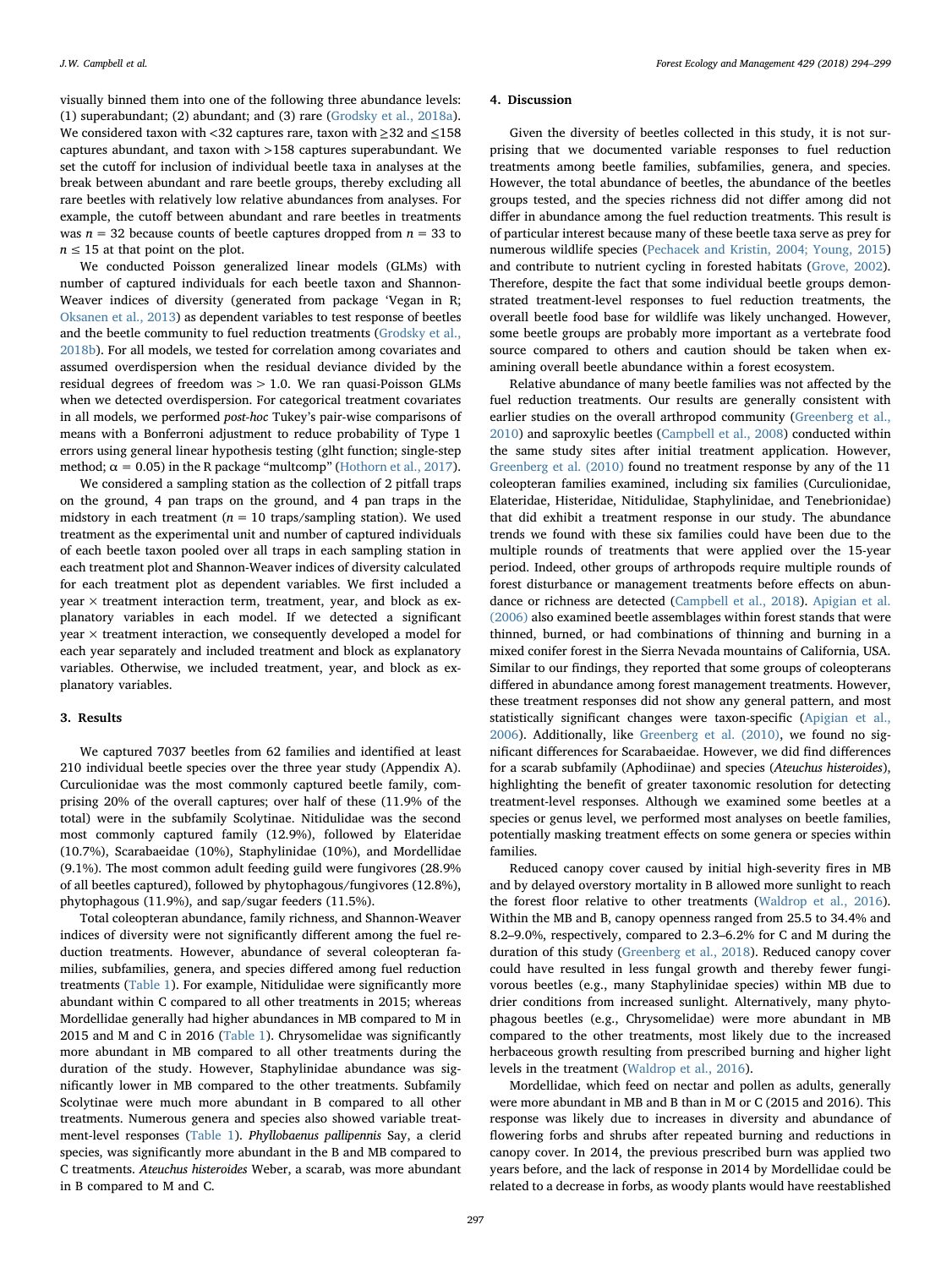visually binned them into one of the following three abundance levels: (1) superabundant; (2) abundant; and (3) rare (Grodsky et al., 2018a). We considered taxon with <32 captures rare, taxon with ≥32 and ≤158 captures abundant, and taxon with >158 captures superabundant. We set the cutoff for inclusion of individual beetle taxa in analyses at the break between abundant and rare beetle groups, thereby excluding all rare beetles with relatively low relative abundances from analyses. For example, the cutoff between abundant and rare beetles in treatments was $n = 32$ because counts of beetle captures dropped from $n = 33$ to $n \leq 15$ at that point on the plot.

We conducted Poisson generalized linear models (GLMs) with number of captured individuals for each beetle taxon and Shannon-Weaver indices of diversity (generated from package 'Vegan in R; Oksanen et al., 2013) as dependent variables to test response of beetles and the beetle community to fuel reduction treatments (Grodsky et al., 2018b). For all models, we tested for correlation among covariates and assumed overdispersion when the residual deviance divided by the residual degrees of freedom was > 1.0. We ran quasi-Poisson GLMs when we detected overdispersion. For categorical treatment covariates in all models, we performed *post-hoc* Tukey's pair-wise comparisons of means with a Bonferroni adjustment to reduce probability of Type 1 errors using general linear hypothesis testing (glht function; single-step method; $\alpha = 0.05$) in the R package "multcomp" (Hothorn et al., 2017).

We considered a sampling station as the collection of 2 pitfall traps on the ground, 4 pan traps on the ground, and 4 pan traps in the midstory in each treatment ($n = 10$ traps/sampling station). We used treatment as the experimental unit and number of captured individuals of each beetle taxon pooled over all traps in each sampling station in each treatment plot and Shannon-Weaver indices of diversity calculated for each treatment plot as dependent variables. We first included a year × treatment interaction term, treatment, year, and block as explanatory variables in each model. If we detected a significant year × treatment interaction, we consequently developed a model for each year separately and included treatment and block as explanatory variables. Otherwise, we included treatment, year, and block as explanatory variables.

## 3. Results

We captured 7037 beetles from 62 families and identified at least 210 individual beetle species over the three year study (Appendix A). Curculionidae was the most commonly captured beetle family, comprising 20% of the overall captures; over half of these (11.9% of the total) were in the subfamily Scolytinae. Nitidulidae was the second most commonly captured family (12.9%), followed by Elateridae (10.7%), Scarabaeidae (10%), Staphylinidae (10%), and Mordellidae (9.1%). The most common adult feeding guild were fungivores (28.9% of all beetles captured), followed by phytophagous/fungivores (12.8%), phytophagous (11.9%), and sap/sugar feeders (11.5%).

Total coleopteran abundance, family richness, and Shannon-Weaver indices of diversity were not significantly different among the fuel reduction treatments. However, abundance of several coleopteran families, subfamilies, genera, and species differed among fuel reduction treatments (Table 1). For example, Nitidulidae were significantly more abundant within C compared to all other treatments in 2015; whereas Mordellidae generally had higher abundances in MB compared to M in 2015 and M and C in 2016 (Table 1). Chrysomelidae was significantly more abundant in MB compared to all other treatments during the duration of the study. However, Staphylinidae abundance was significantly lower in MB compared to the other treatments. Subfamily Scolytinae were much more abundant in B compared to all other treatments. Numerous genera and species also showed variable treatment-level responses (Table 1). *Phyllobaenus pallipennis* Say, a clerid species, was significantly more abundant in the B and MB compared to C treatments. *Ateuchus histeroides* Weber, a scarab, was more abundant in B compared to M and C.

## 4. Discussion

Given the diversity of beetles collected in this study, it is not surprising that we documented variable responses to fuel reduction treatments among beetle families, subfamilies, genera, and species. However, the total abundance of beetles, the abundance of the beetles groups tested, and the species richness did not differ among did not differ in abundance among the fuel reduction treatments. This result is of particular interest because many of these beetle taxa serve as prey for numerous wildlife species (Pechacek and Kristin, 2004; Young, 2015) and contribute to nutrient cycling in forested habitats (Grove, 2002). Therefore, despite the fact that some individual beetle groups demonstrated treatment-level responses to fuel reduction treatments, the overall beetle food base for wildlife was likely unchanged. However, some beetle groups are probably more important as a vertebrate food source compared to others and caution should be taken when examining overall beetle abundance within a forest ecosystem.

Relative abundance of many beetle families was not affected by the fuel reduction treatments. Our results are generally consistent with earlier studies on the overall arthropod community (Greenberg et al., 2010) and saproxylic beetles (Campbell et al., 2008) conducted within the same study sites after initial treatment application. However, Greenberg et al. (2010) found no treatment response by any of the 11 coleopteran families examined, including six families (Curculionidae, Elateridae, Histeridae, Nitidulidae, Staphylinidae, and Tenebrionidae) that did exhibit a treatment response in our study. The abundance trends we found with these six families could have been due to the multiple rounds of treatments that were applied over the 15-year period. Indeed, other groups of arthropods require multiple rounds of forest disturbance or management treatments before effects on abundance or richness are detected (Campbell et al., 2018). Apigian et al. (2006) also examined beetle assemblages within forest stands that were thinned, burned, or had combinations of thinning and burning in a mixed conifer forest in the Sierra Nevada mountains of California, USA. Similar to our findings, they reported that some groups of coleopterans differed in abundance among forest management treatments. However, these treatment responses did not show any general pattern, and most statistically significant changes were taxon-specific (Apigian et al., 2006). Additionally, like Greenberg et al. (2010), we found no significant differences for Scarabaeidae. However, we did find differences for a scarab subfamily (Aphodiinae) and species (*Ateuchus histeroides*), highlighting the benefit of greater taxonomic resolution for detecting treatment-level responses. Although we examined some beetles at a species or genus level, we performed most analyses on beetle families, potentially masking treatment effects on some genera or species within families.

Reduced canopy cover caused by initial high-severity fires in MB and by delayed overstory mortality in B allowed more sunlight to reach the forest floor relative to other treatments (Waldrop et al., 2016). Within the MB and B, canopy openness ranged from 25.5 to 34.4% and 8.2–9.0%, respectively, compared to 2.3–6.2% for C and M during the duration of this study (Greenberg et al., 2018). Reduced canopy cover could have resulted in less fungal growth and thereby fewer fungivorous beetles (e.g., many Staphylinidae species) within MB due to drier conditions from increased sunlight. Alternatively, many phytophagous beetles (e.g., Chrysomelidae) were more abundant in MB compared to the other treatments, most likely due to the increased herbaceous growth resulting from prescribed burning and higher light levels in the treatment (Waldrop et al., 2016).

Mordellidae, which feed on nectar and pollen as adults, generally were more abundant in MB and B than in M or C (2015 and 2016). This response was likely due to increases in diversity and abundance of flowering forbs and shrubs after repeated burning and reductions in canopy cover. In 2014, the previous prescribed burn was applied two years before, and the lack of response in 2014 by Mordellidae could be related to a decrease in forbs, as woody plants would have reestablished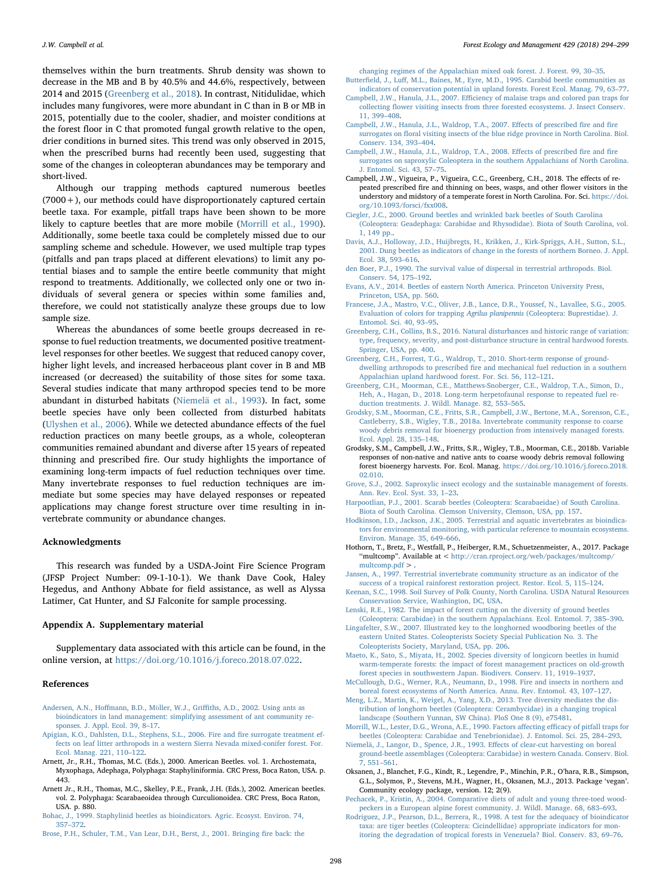themselves within the burn treatments. Shrub density was shown to decrease in the MB and B by 40.5% and 44.6%, respectively, between 2014 and 2015 (Greenberg et al., 2018). In contrast, Nitidulidae, which includes many fungivores, were more abundant in C than in B or MB in 2015, potentially due to the cooler, shadier, and moister conditions at the forest floor in C that promoted fungal growth relative to the open, drier conditions in burned sites. This trend was only observed in 2015, when the prescribed burns had recently been used, suggesting that some of the changes in coleopteran abundances may be temporary and short-lived.

Although our trapping methods captured numerous beetles (7000+), our methods could have disproportionately captured certain beetle taxa. For example, pitfall traps have been shown to be more likely to capture beetles that are more mobile (Morrill et al., 1990). Additionally, some beetle taxa could be completely missed due to our sampling scheme and schedule. However, we used multiple trap types (pitfalls and pan traps placed at different elevations) to limit any potential biases and to sample the entire beetle community that might respond to treatments. Additionally, we collected only one or two individuals of several genera or species within some families and, therefore, we could not statistically analyze these groups due to low sample size.

Whereas the abundances of some beetle groups decreased in response to fuel reduction treatments, we documented positive treatment-level responses for other beetles. We suggest that reduced canopy cover, higher light levels, and increased herbaceous plant cover in B and MB increased (or decreased) the suitability of those sites for some taxa. Several studies indicate that many arthropod species tend to be more abundant in disturbed habitats (Niemelä et al., 1993). In fact, some beetle species have only been collected from disturbed habitats (Ulyshen et al., 2006). While we detected abundance effects of the fuel reduction practices on many beetle groups, as a whole, coleopteran communities remained abundant and diverse after 15 years of repeated thinning and prescribed fire. Our study highlights the importance of examining long-term impacts of fuel reduction techniques over time. Many invertebrate responses to fuel reduction techniques are immediate but some species may have delayed responses or repeated applications may change forest structure over time resulting in invertebrate community or abundance changes.

## Acknowledgments

This research was funded by a USDA-Joint Fire Science Program (JFSP Project Number: 09-1-10-1). We thank Dave Cook, Haley Hegedus, and Anthony Abbate for field assistance, as well as Alyssa Latimer, Cat Hunter, and SJ Falconite for sample processing.

## Appendix A. Supplementary material

Supplementary data associated with this article can be found, in the online version, at https://doi.org/10.1016/j.foreco.2018.07.022.

## References

Andersen, A.N., Hoffmann, B.D., Müller, W.J., Griffiths, A.D., 2002. Using ants as bioindicators in land management: simplifying assessment of ant community responses. J. Appl. Ecol. 39, 8–17.

Apigian, K.O., Dahlsten, D.L., Stephens, S.L., 2006. Fire and fire surrogate treatment effects on leaf litter arthropods in a western Sierra Nevada mixed-conifer forest. For. Ecol. Manag. 221, 110–122.

Arnett, Jr., R.H., Thomas, M.C. (Eds.), 2000. American Beetles. vol. 1. Archostemata, Myxophaga, Adephaga, Polyphaga: Staphyliniformia. CRC Press, Boca Raton, USA. p. 443.

Arnett Jr., R.H., Thomas, M.C., Skelley, P.E., Frank, J.H. (Eds.), 2002. American beetles. vol. 2. Polyphaga: Scarabaeoidea through Curculionoidea. CRC Press, Boca Raton, USA. p. 880.

Bohac, J., 1999. Staphylinid beetles as bioindicators. Agric. Ecosyst. Environ. 74, 357–372.

Brose, P.H., Schuler, T.M., Van Lear, D.H., Berst, J., 2001. Bringing fire back: the changing regimes of the Appalachian mixed oak forest. J. Forest. 99, 30–35.

Butterfield, J., Luff, M.L., Baines, M., Eyre, M.D., 1995. Carabid beetle communities as indicators of conservation potential in upland forests. Forest Ecol. Manag. 79, 63–77.

Campbell, J.W., Hanula, J.L., 2007. Efficiency of malaise traps and colored pan traps for collecting flower visiting insects from three forested ecosystems. J. Insect Conserv. 11, 399–408.

Campbell, J.W., Hanula, J.L., Waldrop, T.A., 2007. Effects of prescribed fire and fire surrogates on floral visiting insects of the blue ridge province in North Carolina. Biol. Conserv. 134, 393–404.

Campbell, J.W., Hanula, J.L., Waldrop, T.A., 2008. Effects of prescribed fire and fire surrogates on saproxylic Coleoptera in the southern Appalachians of North Carolina. J. Entomol. Sci. 43, 57–75.

Campbell, J.W., Vigueira, P., Vigueira, C.C., Greenberg, C.H., 2018. The effects of repeated prescribed fire and thinning on bees, wasps, and other flower visitors in the understory and midstory of a temperate forest in North Carolina. For. Sci. https://doi.org/10.1093/forsci/fxx008.

Ciegler, J.C., 2000. Ground beetles and wrinkled bark beetles of South Carolina (Coleoptera: Geadephaga: Carabidae and Rhysodidae). Biota of South Carolina, vol. 1, 149 pp..

Davis, A.J., Holloway, J.D., Huijbregts, H., Krikken, J., Kirk-Spriggs, A.H., Sutton, S.L., 2001. Dung beetles as indicators of change in the forests of northern Borneo. J. Appl. Ecol. 38, 593–616.

den Boer, P.J., 1990. The survival value of dispersal in terrestrial arthropods. Biol. Conserv. 54, 175–192.

Evans, A.V., 2014. Beetles of eastern North America. Princeton University Press, Princeton, USA, pp. 560.

Francese, J.A., Mastro, V.C., Oliver, J.B., Lance, D.R., Youssef, N., Lavallee, S.G., 2005. Evaluation of colors for trapping *Agrilus planipennis* (Coleoptera: Buprestidae). J. Entomol. Sci. 40, 93–95.

Greenberg, C.H., Collins, B.S., 2016. Natural disturbances and historic range of variation: type, frequency, severity, and post-disturbance structure in central hardwood forests. Springer, USA, pp. 400.

Greenberg, C.H., Forrest, T.G., Waldrop, T., 2010. Short-term response of ground-dwelling arthropods to prescribed fire and mechanical fuel reduction in a southern Appalachian upland hardwood forest. For. Sci. 56, 112–121.

Greenberg, C.H., Moorman, C.E., Matthews-Snoberger, C.E., Waldrop, T.A., Simon, D., Heh, A., Hagan, D., 2018. Long-term herpetofaunal response to repeated fuel reduction treatments. J. Wildl. Manage. 82, 553–565.

Grodsky, S.M., Moorman, C.E., Fritts, S.R., Campbell, J.W., Bertone, M.A., Sorenson, C.E., Castleberry, S.B., Wigley, T.B., 2018a. Invertebrate community response to coarse woody debris removal for bioenergy production from intensively managed forests. Ecol. Appl. 28, 135–148.

Grodsky, S.M., Campbell, J.W., Fritts, S.R., Wigley, T.B., Moorman, C.E., 2018b. Variable responses of non-native and native ants to coarse woody debris removal following forest bioenergy harvests. For. Ecol. Manag. https://doi.org/10.1016/j.foreco.2018.02.010.

Grove, S.J., 2002. Saproxylic insect ecology and the sustainable management of forests. Ann. Rev. Ecol. Syst. 33, 1–23.

Harpootlian, P.J., 2001. Scarab beetles (Coleoptera: Scarabaeidae) of South Carolina. Biota of South Carolina. Clemson University, Clemson, USA, pp. 157.

Hodkinson, I.D., Jackson, J.K., 2005. Terrestrial and aquatic invertebrates as bioindicators for environmental monitoring, with particular reference to mountain ecosystems. Environ. Manage. 35, 649–666.

Hothorn, T., Bretz, F., Westfall, P., Heiberger, R.M., Schuetzenmeister, A., 2017. Package "multcomp". Available at < http://cran.rproject.org/web/packages/multcomp/multcomp.pdf > .

Jansen, A., 1997. Terrestrial invertebrate community structure as an indicator of the success of a tropical rainforest restoration project. Restor. Ecol. 5, 115–124.

Keenan, S.C., 1998. Soil Survey of Polk County, North Carolina. USDA Natural Resources Conservation Service, Washington, DC, USA.

Lenski, R.E., 1982. The impact of forest cutting on the diversity of ground beetles (Coleoptera: Carabidae) in the southern Appalachians. Ecol. Entomol. 7, 385–390.

Lingafelter, S.W., 2007. Illustrated key to the longhorned woodboring beetles of the eastern United States. Coleopterists Society Special Publication No. 3. The Coleopterists Society, Maryland, USA, pp. 206.

Maeto, K., Sato, S., Miyata, H., 2002. Species diversity of longicorn beetles in humid warm-temperate forests: the impact of forest management practices on old-growth forest species in southwestern Japan. Biodivers. Conserv. 11, 1919–1937.

McCullough, D.G., Werner, R.A., Neumann, D., 1998. Fire and insects in northern and boreal forest ecosystems of North America. Annu. Rev. Entomol. 43, 107–127.

Meng, L.Z., Martin, K., Weigel, A., Yang, X.D., 2013. Tree diversity mediates the distribution of longhorn beetles (Coleoptera: Cerambycidae) in a changing tropical landscape (Southern Yunnan, SW China). PloS One 8 (9), e75481.

Morrill, W.L., Lester, D.G., Wrona, A.E., 1990. Factors affecting efficacy of pitfall traps for beetles (Coleoptera: Carabidae and Tenebrionidae). J. Entomol. Sci. 25, 284–293.

Niemelä, J., Langor, D., Spence, J.R., 1993. Effects of clear-cut harvesting on boreal ground-beetle assemblages (Coleoptera: Carabidae) in western Canada. Conserv. Biol. 7, 551–561.

Oksanen, J., Blanchet, F.G., Kindt, R., Legendre, P., Minchin, P.R., O'hara, R.B., Simpson, G.L., Solymos, P., Stevens, M.H., Wagner, H., Oksanen, M.J., 2013. Package 'vegan'. Community ecology package, version. 12; 2(9).

Pechacek, P., Kristin, A., 2004. Comparative diets of adult and young three-toed woodpeckers in a European alpine forest community. J. Wildl. Manage. 68, 683–693.

Rodriguez, J.P., Pearson, D.L., Berrera, R., 1998. A test for the adequacy of bioindicator taxa: are tiger beetles (Coleoptera: Cicindellidae) appropriate indicators for monitoring the degradation of tropical forests in Venezuela? Biol. Conserv. 83, 69–76.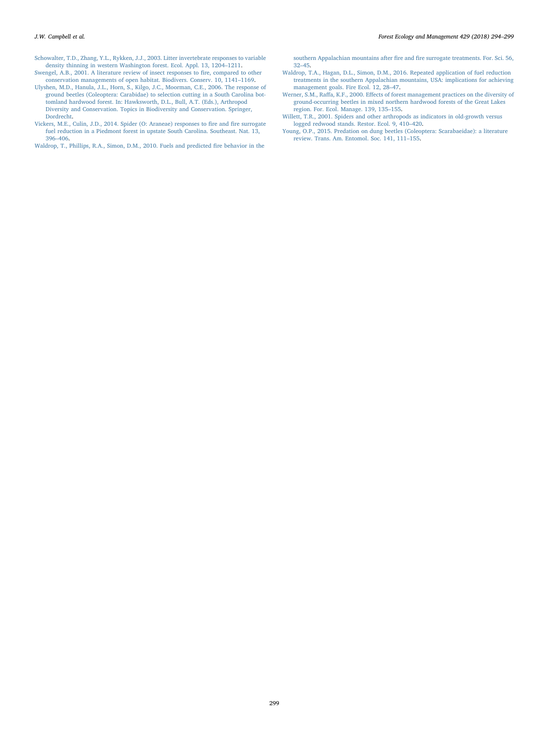Schowalter, T.D., Zhang, Y.L., Rykken, J.J., 2003. Litter invertebrate responses to variable density thinning in western Washington forest. Ecol. Appl. 13, 1204–1211.

Swengel, A.B., 2001. A literature review of insect responses to fire, compared to other conservation managements of open habitat. Biodivers. Conserv. 10, 1141–1169.

Ulyshen, M.D., Hanula, J.L., Horn, S., Kilgo, J.C., Moorman, C.E., 2006. The response of ground beetles (Coleoptera: Carabidae) to selection cutting in a South Carolina bottomland hardwood forest. In: Hawksworth, D.L., Bull, A.T. (Eds.), Arthropod Diversity and Conservation. Topics in Biodiversity and Conservation. Springer, Dordrecht.

Vickers, M.E., Culin, J.D., 2014. Spider (O: Araneae) responses to fire and fire surrogate fuel reduction in a Piedmont forest in upstate South Carolina. Southeast. Nat. 13, 396–406.

Waldrop, T., Phillips, R.A., Simon, D.M., 2010. Fuels and predicted fire behavior in the southern Appalachian mountains after fire and fire surrogate treatments. For. Sci. 56, 32–45.

Waldrop, T.A., Hagan, D.L., Simon, D.M., 2016. Repeated application of fuel reduction treatments in the southern Appalachian mountains, USA: implications for achieving management goals. Fire Ecol. 12, 28–47.

Werner, S.M., Raffa, K.F., 2000. Effects of forest management practices on the diversity of ground-occurring beetles in mixed northern hardwood forests of the Great Lakes region. For. Ecol. Manage. 139, 135–155.

Willett, T.R., 2001. Spiders and other arthropods as indicators in old-growth versus logged redwood stands. Restor. Ecol. 9, 410–420.

Young, O.P., 2015. Predation on dung beetles (Coleoptera: Scarabaeidae): a literature review. Trans. Am. Entomol. Soc. 141, 111–155.